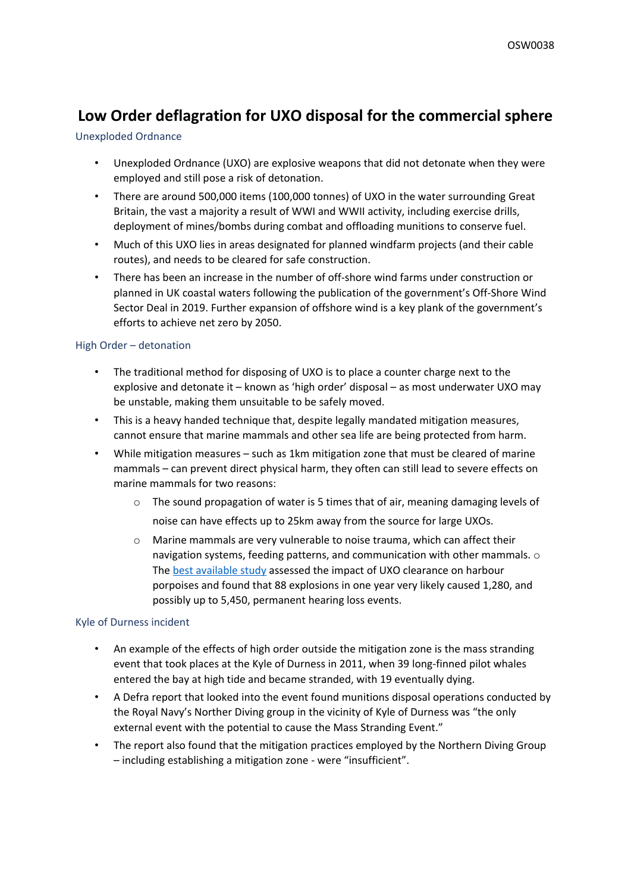# Low Order deflagration for UXO disposal for the commercial sphere

## Unexploded Ordnance

- Unexploded Ordnance (UXO) are explosive weapons that did not detonate when they were employed and still pose a risk of detonation.
- There are around 500,000 items (100,000 tonnes) of UXO in the water surrounding Great Britain, the vast a majority a result of WWI and WWII activity, including exercise drills, deployment of mines/bombs during combat and offloading munitions to conserve fuel.
- Much of this UXO lies in areas designated for planned windfarm projects (and their cable routes), and needs to be cleared for safe construction.
- There has been an increase in the number of off-shore wind farms under construction or planned in UK coastal waters following the publication of the government's Off-Shore Wind Sector Deal in 2019. Further expansion of offshore wind is a key plank of the government's efforts to achieve net zero by 2050.

## High Order – detonation

- The traditional method for disposing of UXO is to place a counter charge next to the explosive and detonate it – known as 'high order' disposal – as most underwater UXO may be unstable, making them unsuitable to be safely moved.
- This is a heavy handed technique that, despite legally mandated mitigation measures, cannot ensure that marine mammals and other sea life are being protected from harm.
- While mitigation measures – such as 1km mitigation zone that must be cleared of marine mammals – can prevent direct physical harm, they often can still lead to severe effects on marine mammals for two reasons:
    - The sound propagation of water is 5 times that of air, meaning damaging levels of noise can have effects up to 25km away from the source for large UXOs.
    - Marine mammals are very vulnerable to noise trauma, which can affect their navigation systems, feeding patterns, and communication with other mammals. o The best available study assessed the impact of UXO clearance on harbour porpoises and found that 88 explosions in one year very likely caused 1,280, and possibly up to 5,450, permanent hearing loss events.

## Kyle of Durness incident

- An example of the effects of high order outside the mitigation zone is the mass stranding event that took places at the Kyle of Durness in 2011, when 39 long-finned pilot whales entered the bay at high tide and became stranded, with 19 eventually dying.
- A Defra report that looked into the event found munitions disposal operations conducted by the Royal Navy's Norther Diving group in the vicinity of Kyle of Durness was "the only external event with the potential to cause the Mass Stranding Event."
- The report also found that the mitigation practices employed by the Northern Diving Group – including establishing a mitigation zone - were "insufficient".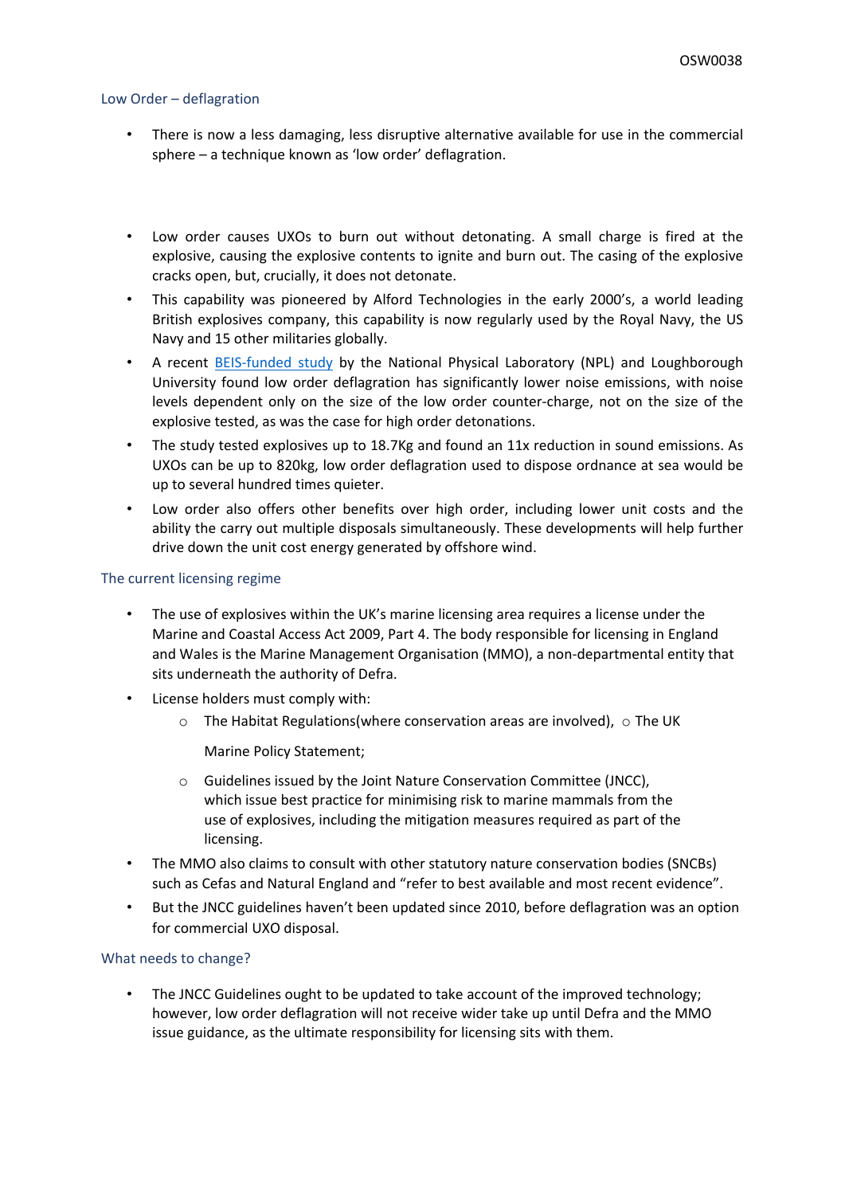### Low Order – deflagration

- There is now a less damaging, less disruptive alternative available for use in the commercial sphere – a technique known as 'low order' deflagration.

- Low order causes UXOs to burn out without detonating. A small charge is fired at the explosive, causing the explosive contents to ignite and burn out. The casing of the explosive cracks open, but, crucially, it does not detonate.
- This capability was pioneered by Alford Technologies in the early 2000's, a world leading British explosives company, this capability is now regularly used by the Royal Navy, the US Navy and 15 other militaries globally.
- A recent BEIS-funded study by the National Physical Laboratory (NPL) and Loughborough University found low order deflagration has significantly lower noise emissions, with noise levels dependent only on the size of the low order counter-charge, not on the size of the explosive tested, as was the case for high order detonations.
- The study tested explosives up to 18.7Kg and found an 11x reduction in sound emissions. As UXOs can be up to 820kg, low order deflagration used to dispose ordnance at sea would be up to several hundred times quieter.
- Low order also offers other benefits over high order, including lower unit costs and the ability the carry out multiple disposals simultaneously. These developments will help further drive down the unit cost energy generated by offshore wind.

### The current licensing regime

- The use of explosives within the UK's marine licensing area requires a license under the Marine and Coastal Access Act 2009, Part 4. The body responsible for licensing in England and Wales is the Marine Management Organisation (MMO), a non-departmental entity that sits underneath the authority of Defra.
- License holders must comply with:
  - The Habitat Regulations(where conservation areas are involved),
  - The UK Marine Policy Statement;
  - Guidelines issued by the Joint Nature Conservation Committee (JNCC), which issue best practice for minimising risk to marine mammals from the use of explosives, including the mitigation measures required as part of the licensing.
- The MMO also claims to consult with other statutory nature conservation bodies (SNCBs) such as Cefas and Natural England and "refer to best available and most recent evidence".
- But the JNCC guidelines haven't been updated since 2010, before deflagration was an option for commercial UXO disposal.

### What needs to change?

- The JNCC Guidelines ought to be updated to take account of the improved technology; however, low order deflagration will not receive wider take up until Defra and the MMO issue guidance, as the ultimate responsibility for licensing sits with them.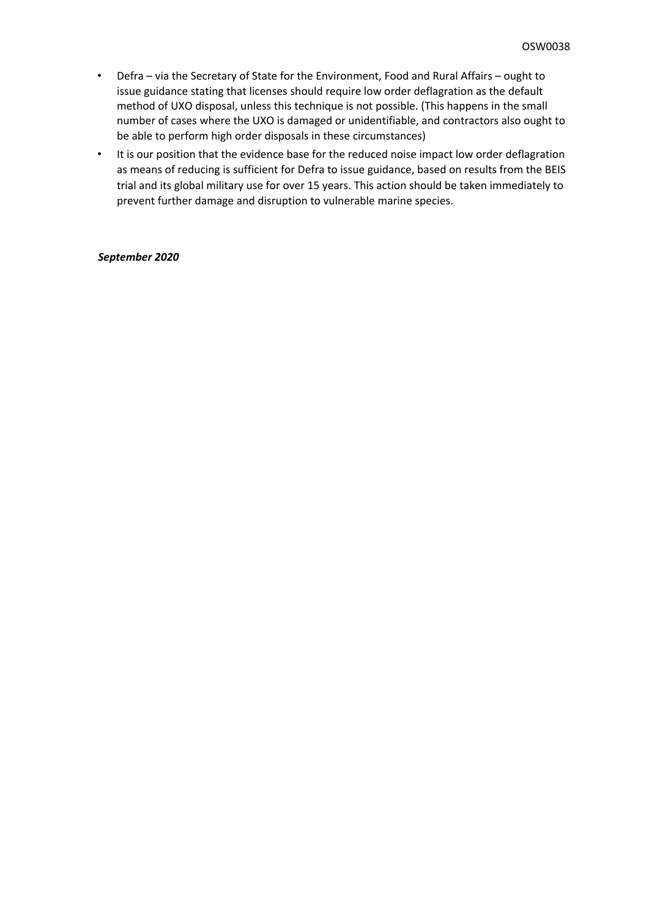- Defra – via the Secretary of State for the Environment, Food and Rural Affairs – ought to issue guidance stating that licenses should require low order deflagration as the default method of UXO disposal, unless this technique is not possible. (This happens in the small number of cases where the UXO is damaged or unidentifiable, and contractors also ought to be able to perform high order disposals in these circumstances)
- It is our position that the evidence base for the reduced noise impact low order deflagration as means of reducing is sufficient for Defra to issue guidance, based on results from the BEIS trial and its global military use for over 15 years. This action should be taken immediately to prevent further damage and disruption to vulnerable marine species.

***September 2020***